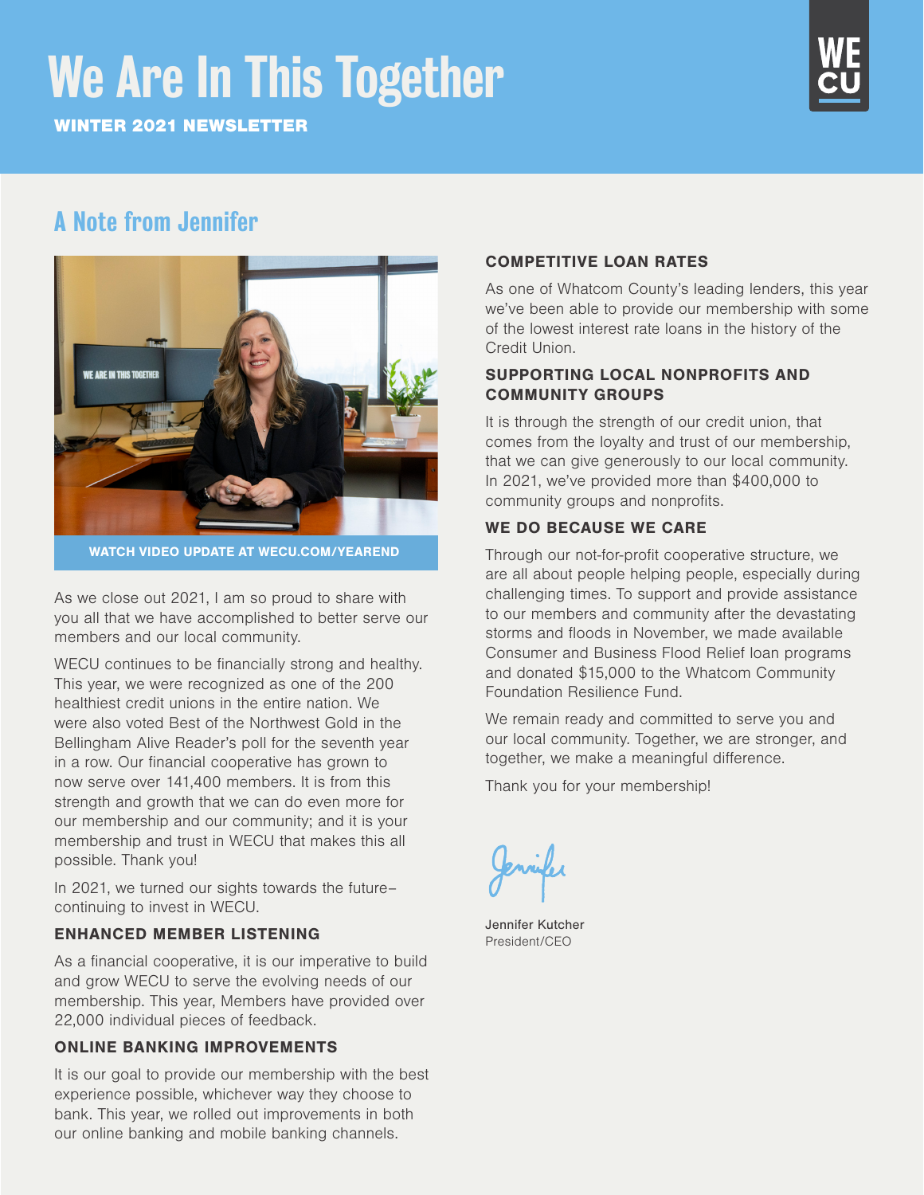# We Are In This Together

WINTER 2021 NEWSLETTER

WE CU

## A Note from Jennifer

WATCH VIDEO UPDATE AT WECU.COM/YEAREND

As we close out 2021, I am so proud to share with you all that we have accomplished to better serve our members and our local community.

WECU continues to be financially strong and healthy. This year, we were recognized as one of the 200 healthiest credit unions in the entire nation. We were also voted Best of the Northwest Gold in the Bellingham Alive Reader's poll for the seventh year in a row. Our financial cooperative has grown to now serve over 141,400 members. It is from this strength and growth that we can do even more for our membership and our community; and it is your membership and trust in WECU that makes this all possible. Thank you!

In 2021, we turned our sights towards the future– continuing to invest in WECU.

### ENHANCED MEMBER LISTENING

As a financial cooperative, it is our imperative to build and grow WECU to serve the evolving needs of our membership. This year, Members have provided over 22,000 individual pieces of feedback.

### ONLINE BANKING IMPROVEMENTS

It is our goal to provide our membership with the best experience possible, whichever way they choose to bank. This year, we rolled out improvements in both our online banking and mobile banking channels.

### COMPETITIVE LOAN RATES

As one of Whatcom County's leading lenders, this year we've been able to provide our membership with some of the lowest interest rate loans in the history of the Credit Union.

### SUPPORTING LOCAL NONPROFITS AND COMMUNITY GROUPS

It is through the strength of our credit union, that comes from the loyalty and trust of our membership, that we can give generously to our local community. In 2021, we've provided more than $400,000 to community groups and nonprofits.

### WE DO BECAUSE WE CARE

Through our not-for-profit cooperative structure, we are all about people helping people, especially during challenging times. To support and provide assistance to our members and community after the devastating storms and floods in November, we made available Consumer and Business Flood Relief loan programs and donated $15,000 to the Whatcom Community Foundation Resilience Fund.

We remain ready and committed to serve you and our local community. Together, we are stronger, and together, we make a meaningful difference.

Thank you for your membership!

Jennifer

Jennifer Kutcher
President/CEO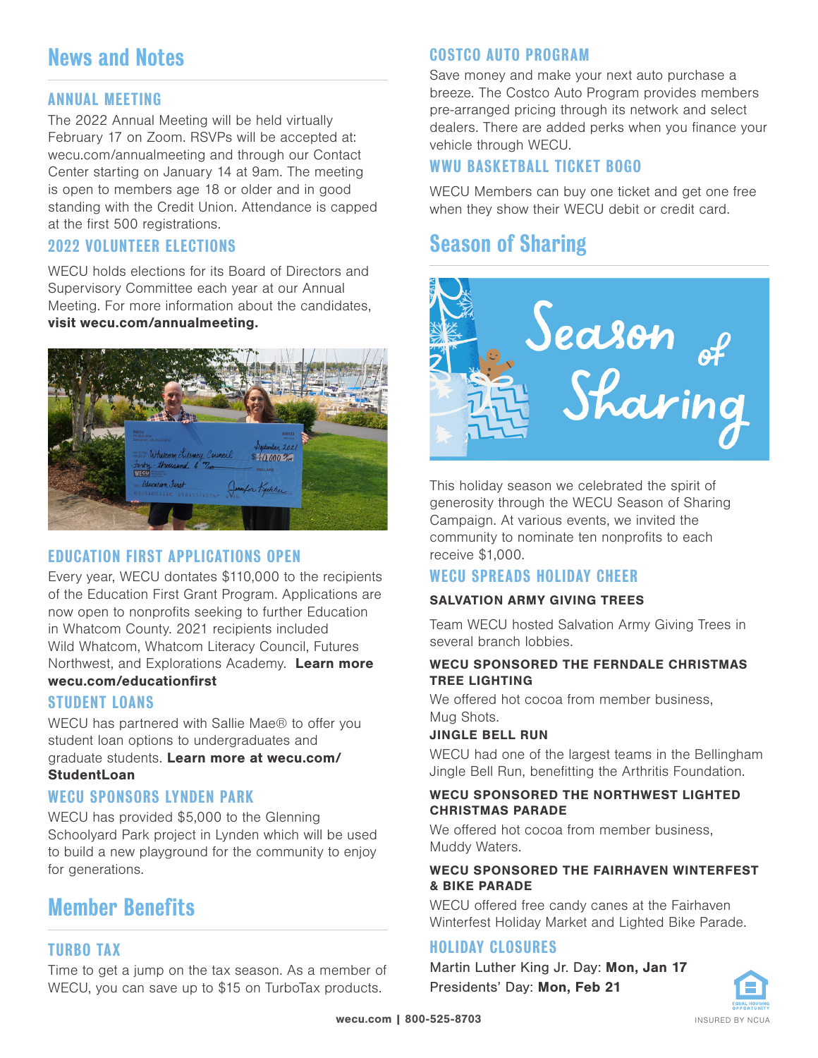## News and Notes

### ANNUAL MEETING

The 2022 Annual Meeting will be held virtually February 17 on Zoom. RSVPs will be accepted at: wecu.com/annualmeeting and through our Contact Center starting on January 14 at 9am. The meeting is open to members age 18 or older and in good standing with the Credit Union. Attendance is capped at the first 500 registrations.

### 2022 VOLUNTEER ELECTIONS

WECU holds elections for its Board of Directors and Supervisory Committee each year at our Annual Meeting. For more information about the candidates, **visit wecu.com/annualmeeting.**

### EDUCATION FIRST APPLICATIONS OPEN

Every year, WECU dontates $110,000 to the recipients of the Education First Grant Program. Applications are now open to nonprofits seeking to further Education in Whatcom County. 2021 recipients included Wild Whatcom, Whatcom Literacy Council, Futures Northwest, and Explorations Academy. **Learn more wecu.com/educationfirst**

### STUDENT LOANS

WECU has partnered with Sallie Mae® to offer you student loan options to undergraduates and graduate students. **Learn more at wecu.com/StudentLoan**

### WECU SPONSORS LYNDEN PARK

WECU has provided $5,000 to the Glenning Schoolyard Park project in Lynden which will be used to build a new playground for the community to enjoy for generations.

## Member Benefits

### TURBO TAX

Time to get a jump on the tax season. As a member of WECU, you can save up to $15 on TurboTax products.

### COSTCO AUTO PROGRAM

Save money and make your next auto purchase a breeze. The Costco Auto Program provides members pre-arranged pricing through its network and select dealers. There are added perks when you finance your vehicle through WECU.

### WWU BASKETBALL TICKET BOGO

WECU Members can buy one ticket and get one free when they show their WECU debit or credit card.

## Season of Sharing

This holiday season we celebrated the spirit of generosity through the WECU Season of Sharing Campaign. At various events, we invited the community to nominate ten nonprofits to each receive $1,000.

### WECU SPREADS HOLIDAY CHEER

**SALVATION ARMY GIVING TREES**

Team WECU hosted Salvation Army Giving Trees in several branch lobbies.

**WECU SPONSORED THE FERNDALE CHRISTMAS TREE LIGHTING**

We offered hot cocoa from member business, Mug Shots.

**JINGLE BELL RUN**

WECU had one of the largest teams in the Bellingham Jingle Bell Run, benefitting the Arthritis Foundation.

**WECU SPONSORED THE NORTHWEST LIGHTED CHRISTMAS PARADE**

We offered hot cocoa from member business, Muddy Waters.

**WECU SPONSORED THE FAIRHAVEN WINTERFEST & BIKE PARADE**

WECU offered free candy canes at the Fairhaven Winterfest Holiday Market and Lighted Bike Parade.

### HOLIDAY CLOSURES

Martin Luther King Jr. Day: **Mon, Jan 17**
Presidents' Day: **Mon, Feb 21**

**wecu.com | 800-525-8703**

EQUAL HOUSING OPPORTUNITY

INSURED BY NCUA